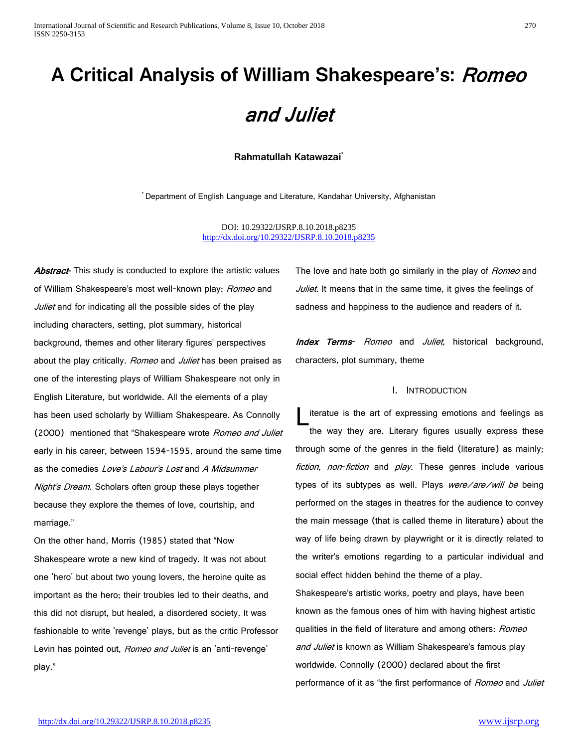# A Critical Analysis of William Shakespeare's: *Romeo and Juliet*

**Rahmatullah Katawazai**[*]

[*] Department of English Language and Literature, Kandahar University, Afghanistan

DOI: 10.29322/IJSRP.8.10.2018.p8235
http://dx.doi.org/10.29322/IJSRP.8.10.2018.p8235

***Abstract***- This study is conducted to explore the artistic values of William Shakespeare's most well-known play: *Romeo* and *Juliet* and for indicating all the possible sides of the play including characters, setting, plot summary, historical background, themes and other literary figures' perspectives about the play critically. *Romeo* and *Juliet* has been praised as one of the interesting plays of William Shakespeare not only in English Literature, but worldwide. All the elements of a play has been used scholarly by William Shakespeare. As Connolly (2000) mentioned that "Shakespeare wrote *Romeo and Juliet* early in his career, between 1594-1595, around the same time as the comedies *Love's Labour's Lost* and *A Midsummer Night's Dream*. Scholars often group these plays together because they explore the themes of love, courtship, and marriage."

On the other hand, Morris (1985) stated that "Now Shakespeare wrote a new kind of tragedy. It was not about one 'hero' but about two young lovers, the heroine quite as important as the hero; their troubles led to their deaths, and this did not disrupt, but healed, a disordered society. It was fashionable to write 'revenge' plays, but as the critic Professor Levin has pointed out, *Romeo and Juliet* is an 'anti-revenge' play."

The love and hate both go similarly in the play of *Romeo* and *Juliet*. It means that in the same time, it gives the feelings of sadness and happiness to the audience and readers of it.

***Index Terms***- *Romeo* and *Juliet*, historical background, characters, plot summary, theme

## I. Introduction

Literatue is the art of expressing emotions and feelings as the way they are. Literary figures usually express these through some of the genres in the field (literature) as mainly; *fiction*, *non-fiction* and *play*. These genres include various types of its subtypes as well. Plays *were/are/will be* being performed on the stages in theatres for the audience to convey the main message (that is called theme in literature) about the way of life being drawn by playwright or it is directly related to the writer's emotions regarding to a particular individual and social effect hidden behind the theme of a play.

Shakespeare's artistic works, poetry and plays, have been known as the famous ones of him with having highest artistic qualities in the field of literature and among others: *Romeo and Juliet* is known as William Shakespeare's famous play worldwide. Connolly (2000) declared about the first performance of it as "the first performance of *Romeo* and *Juliet*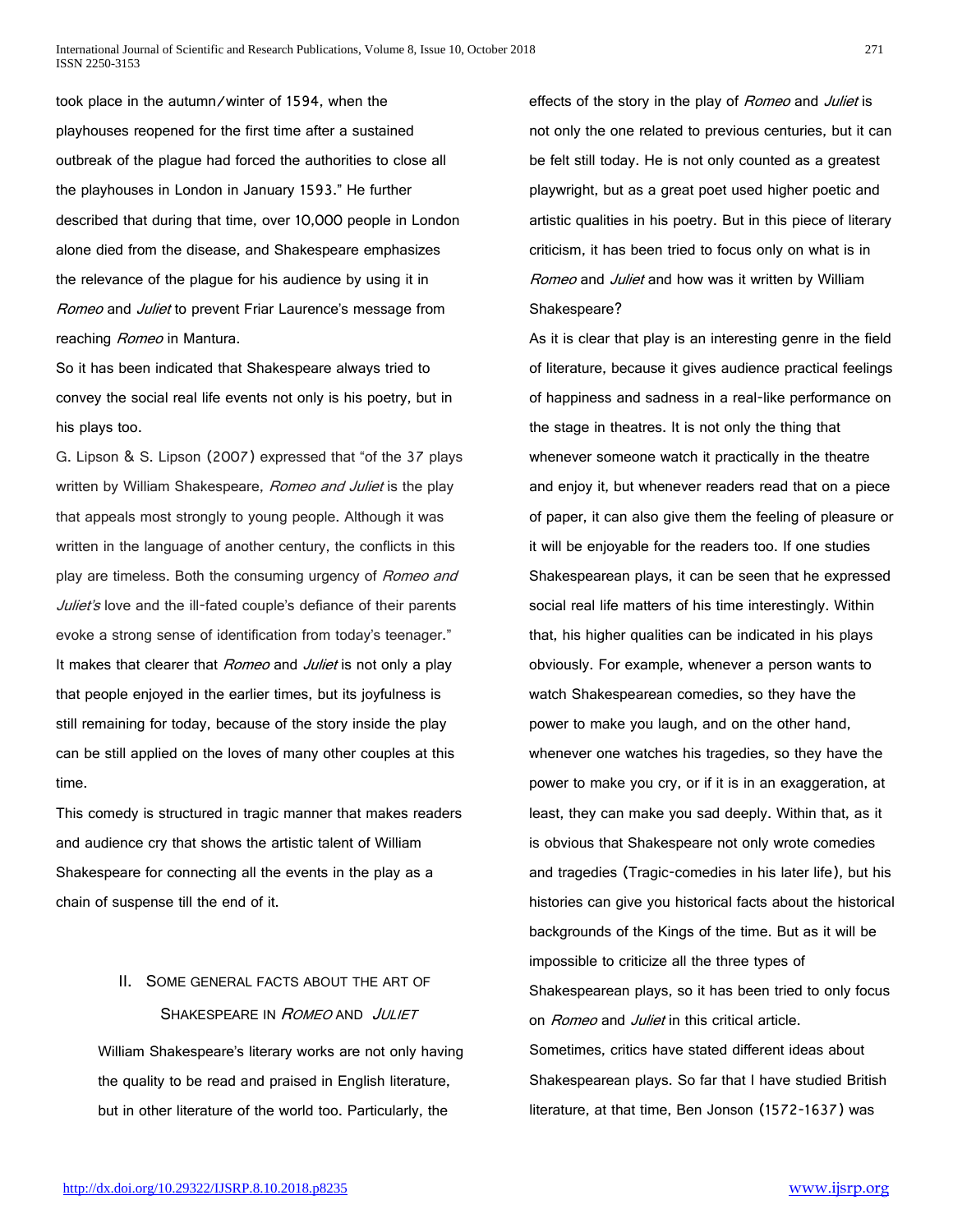took place in the autumn/winter of 1594, when the playhouses reopened for the first time after a sustained outbreak of the plague had forced the authorities to close all the playhouses in London in January 1593." He further described that during that time, over 10,000 people in London alone died from the disease, and Shakespeare emphasizes the relevance of the plague for his audience by using it in *Romeo* and *Juliet* to prevent Friar Laurence's message from reaching *Romeo* in Mantura.

So it has been indicated that Shakespeare always tried to convey the social real life events not only is his poetry, but in his plays too.

G. Lipson & S. Lipson (2007) expressed that "of the 37 plays written by William Shakespeare, *Romeo and Juliet* is the play that appeals most strongly to young people. Although it was written in the language of another century, the conflicts in this play are timeless. Both the consuming urgency of *Romeo and Juliet's* love and the ill-fated couple's defiance of their parents evoke a strong sense of identification from today's teenager." It makes that clearer that *Romeo* and *Juliet* is not only a play that people enjoyed in the earlier times, but its joyfulness is still remaining for today, because of the story inside the play can be still applied on the loves of many other couples at this time.

This comedy is structured in tragic manner that makes readers and audience cry that shows the artistic talent of William Shakespeare for connecting all the events in the play as a chain of suspense till the end of it.

## II. Some General Facts About the Art of Shakespeare in *Romeo* and *Juliet*

William Shakespeare's literary works are not only having the quality to be read and praised in English literature, but in other literature of the world too. Particularly, the effects of the story in the play of *Romeo* and *Juliet* is not only the one related to previous centuries, but it can be felt still today. He is not only counted as a greatest playwright, but as a great poet used higher poetic and artistic qualities in his poetry. But in this piece of literary criticism, it has been tried to focus only on what is in *Romeo* and *Juliet* and how was it written by William Shakespeare?

As it is clear that play is an interesting genre in the field of literature, because it gives audience practical feelings of happiness and sadness in a real-like performance on the stage in theatres. It is not only the thing that whenever someone watch it practically in the theatre and enjoy it, but whenever readers read that on a piece of paper, it can also give them the feeling of pleasure or it will be enjoyable for the readers too. If one studies Shakespearean plays, it can be seen that he expressed social real life matters of his time interestingly. Within that, his higher qualities can be indicated in his plays obviously. For example, whenever a person wants to watch Shakespearean comedies, so they have the power to make you laugh, and on the other hand, whenever one watches his tragedies, so they have the power to make you cry, or if it is in an exaggeration, at least, they can make you sad deeply. Within that, as it is obvious that Shakespeare not only wrote comedies and tragedies (Tragic-comedies in his later life), but his histories can give you historical facts about the historical backgrounds of the Kings of the time. But as it will be impossible to criticize all the three types of Shakespearean plays, so it has been tried to only focus on *Romeo* and *Juliet* in this critical article.

Sometimes, critics have stated different ideas about Shakespearean plays. So far that I have studied British literature, at that time, Ben Jonson (1572-1637) was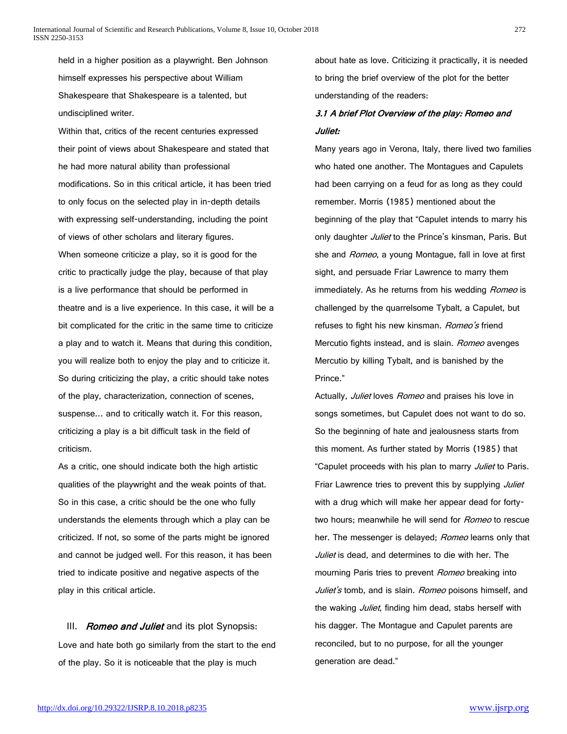held in a higher position as a playwright. Ben Johnson himself expresses his perspective about William Shakespeare that Shakespeare is a talented, but undisciplined writer.

Within that, critics of the recent centuries expressed their point of views about Shakespeare and stated that he had more natural ability than professional modifications. So in this critical article, it has been tried to only focus on the selected play in in-depth details with expressing self-understanding, including the point of views of other scholars and literary figures.

When someone criticize a play, so it is good for the critic to practically judge the play, because of that play is a live performance that should be performed in theatre and is a live experience. In this case, it will be a bit complicated for the critic in the same time to criticize a play and to watch it. Means that during this condition, you will realize both to enjoy the play and to criticize it. So during criticizing the play, a critic should take notes of the play, characterization, connection of scenes, suspense... and to critically watch it. For this reason, criticizing a play is a bit difficult task in the field of criticism.

As a critic, one should indicate both the high artistic qualities of the playwright and the weak points of that. So in this case, a critic should be the one who fully understands the elements through which a play can be criticized. If not, so some of the parts might be ignored and cannot be judged well. For this reason, it has been tried to indicate positive and negative aspects of the play in this critical article.

## III. *Romeo and Juliet* and its plot Synopsis:

Love and hate both go similarly from the start to the end of the play. So it is noticeable that the play is much about hate as love. Criticizing it practically, it is needed to bring the brief overview of the plot for the better understanding of the readers:

### *3.1 A brief Plot Overview of the play: Romeo and Juliet:*

Many years ago in Verona, Italy, there lived two families who hated one another. The Montagues and Capulets had been carrying on a feud for as long as they could remember. Morris (1985) mentioned about the beginning of the play that "Capulet intends to marry his only daughter *Juliet* to the Prince's kinsman, Paris. But she and *Romeo*, a young Montague, fall in love at first sight, and persuade Friar Lawrence to marry them immediately. As he returns from his wedding *Romeo* is challenged by the quarrelsome Tybalt, a Capulet, but refuses to fight his new kinsman. *Romeo's* friend Mercutio fights instead, and is slain. *Romeo* avenges Mercutio by killing Tybalt, and is banished by the Prince."

Actually, *Juliet* loves *Romeo* and praises his love in songs sometimes, but Capulet does not want to do so. So the beginning of hate and jealousness starts from this moment. As further stated by Morris (1985) that "Capulet proceeds with his plan to marry *Juliet* to Paris. Friar Lawrence tries to prevent this by supplying *Juliet* with a drug which will make her appear dead for forty-two hours; meanwhile he will send for *Romeo* to rescue her. The messenger is delayed; *Romeo* learns only that *Juliet* is dead, and determines to die with her. The mourning Paris tries to prevent *Romeo* breaking into *Juliet's* tomb, and is slain. *Romeo* poisons himself, and the waking *Juliet*, finding him dead, stabs herself with his dagger. The Montague and Capulet parents are reconciled, but to no purpose, for all the younger generation are dead."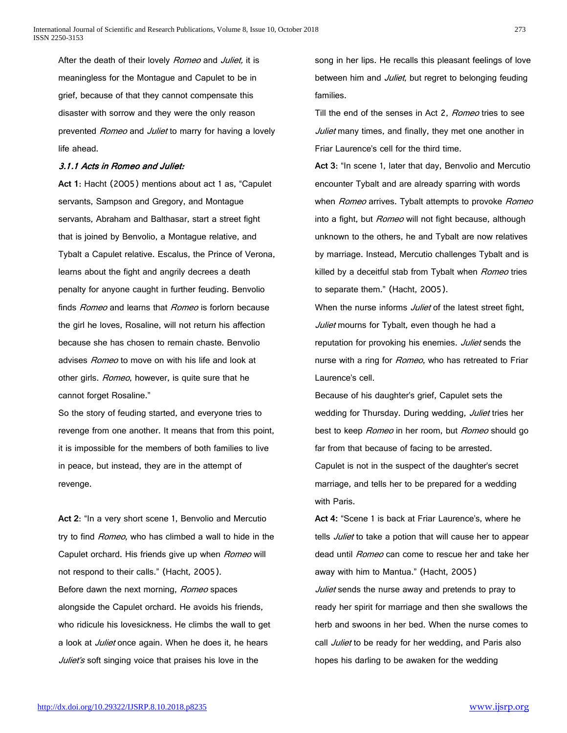After the death of their lovely *Romeo* and *Juliet,* it is meaningless for the Montague and Capulet to be in grief, because of that they cannot compensate this disaster with sorrow and they were the only reason prevented *Romeo* and *Juliet* to marry for having a lovely life ahead.

***3.1.1 Acts in Romeo and Juliet:***

**Act 1:** Hacht (2005) mentions about act 1 as, "Capulet servants, Sampson and Gregory, and Montague servants, Abraham and Balthasar, start a street fight that is joined by Benvolio, a Montague relative, and Tybalt a Capulet relative. Escalus, the Prince of Verona, learns about the fight and angrily decrees a death penalty for anyone caught in further feuding. Benvolio finds *Romeo* and learns that *Romeo* is forlorn because the girl he loves, Rosaline, will not return his affection because she has chosen to remain chaste. Benvolio advises *Romeo* to move on with his life and look at other girls. *Romeo,* however, is quite sure that he cannot forget Rosaline."

So the story of feuding started, and everyone tries to revenge from one another. It means that from this point, it is impossible for the members of both families to live in peace, but instead, they are in the attempt of revenge.

**Act 2:** "In a very short scene 1, Benvolio and Mercutio try to find *Romeo*, who has climbed a wall to hide in the Capulet orchard. His friends give up when *Romeo* will not respond to their calls." (Hacht, 2005).

Before dawn the next morning, *Romeo* spaces alongside the Capulet orchard. He avoids his friends, who ridicule his lovesickness. He climbs the wall to get a look at *Juliet* once again. When he does it, he hears *Juliet's* soft singing voice that praises his love in the song in her lips. He recalls this pleasant feelings of love between him and *Juliet*, but regret to belonging feuding families.

Till the end of the senses in Act 2, *Romeo* tries to see *Juliet* many times, and finally, they met one another in Friar Laurence's cell for the third time.

**Act 3:** "In scene 1, later that day, Benvolio and Mercutio encounter Tybalt and are already sparring with words when *Romeo* arrives. Tybalt attempts to provoke *Romeo* into a fight, but *Romeo* will not fight because, although unknown to the others, he and Tybalt are now relatives by marriage. Instead, Mercutio challenges Tybalt and is killed by a deceitful stab from Tybalt when *Romeo* tries to separate them." (Hacht, 2005).

When the nurse informs *Juliet* of the latest street fight, *Juliet* mourns for Tybalt, even though he had a reputation for provoking his enemies. *Juliet* sends the nurse with a ring for *Romeo*, who has retreated to Friar Laurence's cell.

Because of his daughter's grief, Capulet sets the wedding for Thursday. During wedding, *Juliet* tries her best to keep *Romeo* in her room, but *Romeo* should go far from that because of facing to be arrested.

Capulet is not in the suspect of the daughter's secret marriage, and tells her to be prepared for a wedding with Paris.

**Act 4:** "Scene 1 is back at Friar Laurence's, where he tells *Juliet* to take a potion that will cause her to appear dead until *Romeo* can come to rescue her and take her away with him to Mantua." (Hacht, 2005)

*Juliet* sends the nurse away and pretends to pray to ready her spirit for marriage and then she swallows the herb and swoons in her bed. When the nurse comes to call *Juliet* to be ready for her wedding, and Paris also hopes his darling to be awaken for the wedding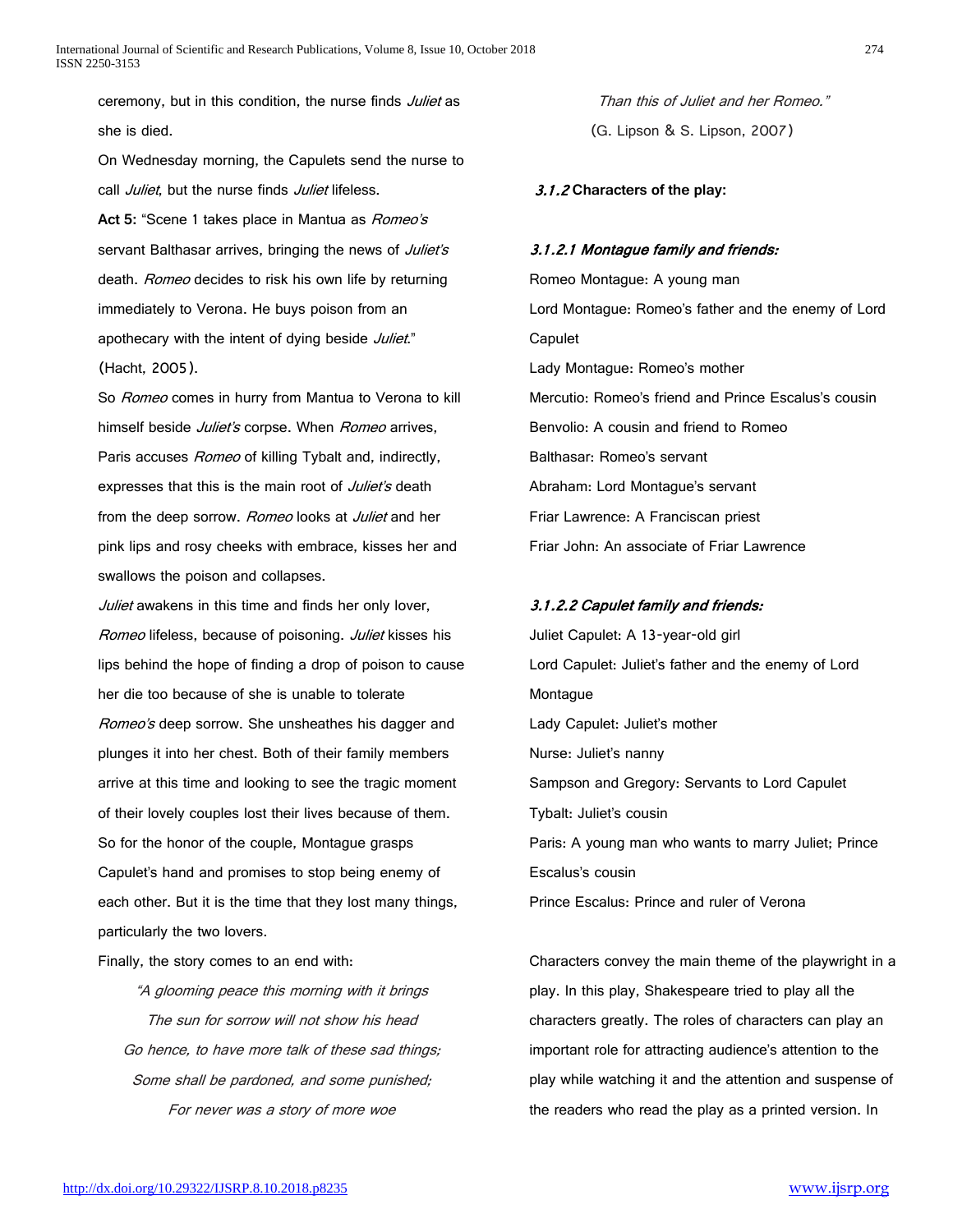ceremony, but in this condition, the nurse finds *Juliet* as she is died.

On Wednesday morning, the Capulets send the nurse to call *Juliet*, but the nurse finds *Juliet* lifeless.

**Act 5:** "Scene 1 takes place in Mantua as *Romeo's* servant Balthasar arrives, bringing the news of *Juliet's* death. *Romeo* decides to risk his own life by returning immediately to Verona. He buys poison from an apothecary with the intent of dying beside *Juliet*." (Hacht, 2005).

So *Romeo* comes in hurry from Mantua to Verona to kill himself beside *Juliet's* corpse. When *Romeo* arrives, Paris accuses *Romeo* of killing Tybalt and, indirectly, expresses that this is the main root of *Juliet's* death from the deep sorrow. *Romeo* looks at *Juliet* and her pink lips and rosy cheeks with embrace, kisses her and swallows the poison and collapses.

*Juliet* awakens in this time and finds her only lover, *Romeo* lifeless, because of poisoning. *Juliet* kisses his lips behind the hope of finding a drop of poison to cause her die too because of she is unable to tolerate *Romeo's* deep sorrow. She unsheathes his dagger and plunges it into her chest. Both of their family members arrive at this time and looking to see the tragic moment of their lovely couples lost their lives because of them. So for the honor of the couple, Montague grasps Capulet's hand and promises to stop being enemy of each other. But it is the time that they lost many things, particularly the two lovers.

Finally, the story comes to an end with:

*"A glooming peace this morning with it brings*
*The sun for sorrow will not show his head*
*Go hence, to have more talk of these sad things;*
*Some shall be pardoned, and some punished;*
*For never was a story of more woe*
*Than this of Juliet and her Romeo."*
(G. Lipson & S. Lipson, 2007)

### *3.1.2* Characters of the play:

#### *3.1.2.1 Montague family and friends:*

Romeo Montague: A young man
Lord Montague: Romeo's father and the enemy of Lord Capulet
Lady Montague: Romeo's mother
Mercutio: Romeo's friend and Prince Escalus's cousin
Benvolio: A cousin and friend to Romeo
Balthasar: Romeo's servant
Abraham: Lord Montague's servant
Friar Lawrence: A Franciscan priest
Friar John: An associate of Friar Lawrence

#### *3.1.2.2 Capulet family and friends:*

Juliet Capulet: A 13-year-old girl
Lord Capulet: Juliet's father and the enemy of Lord Montague
Lady Capulet: Juliet's mother
Nurse: Juliet's nanny
Sampson and Gregory: Servants to Lord Capulet
Tybalt: Juliet's cousin
Paris: A young man who wants to marry Juliet; Prince Escalus's cousin
Prince Escalus: Prince and ruler of Verona

Characters convey the main theme of the playwright in a play. In this play, Shakespeare tried to play all the characters greatly. The roles of characters can play an important role for attracting audience's attention to the play while watching it and the attention and suspense of the readers who read the play as a printed version. In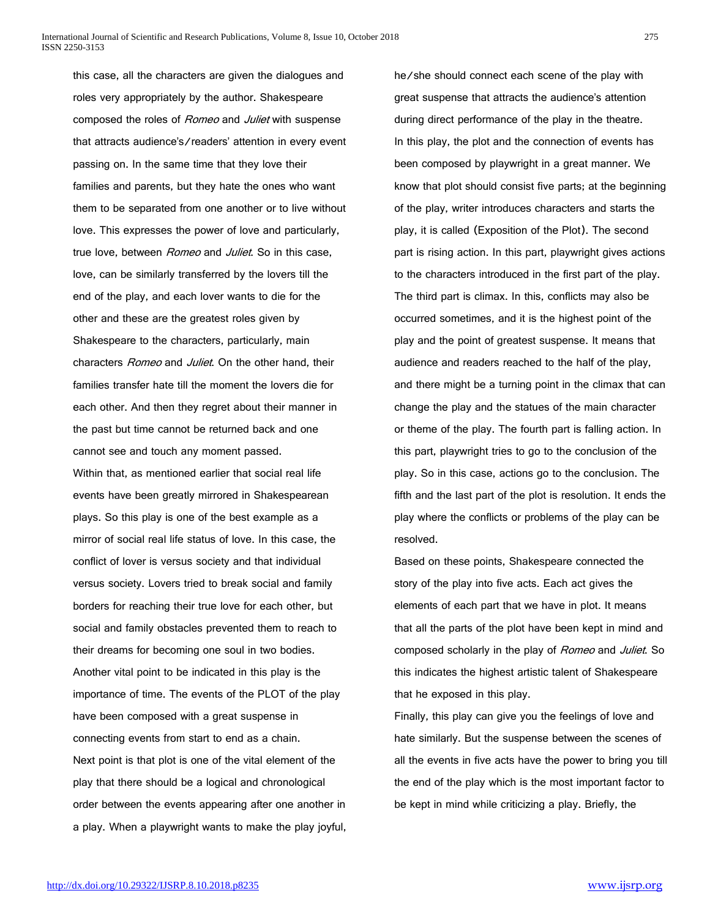this case, all the characters are given the dialogues and roles very appropriately by the author. Shakespeare composed the roles of *Romeo* and *Juliet* with suspense that attracts audience's/readers' attention in every event passing on. In the same time that they love their families and parents, but they hate the ones who want them to be separated from one another or to live without love. This expresses the power of love and particularly, true love, between *Romeo* and *Juliet*. So in this case, love, can be similarly transferred by the lovers till the end of the play, and each lover wants to die for the other and these are the greatest roles given by Shakespeare to the characters, particularly, main characters *Romeo* and *Juliet*. On the other hand, their families transfer hate till the moment the lovers die for each other. And then they regret about their manner in the past but time cannot be returned back and one cannot see and touch any moment passed.

Within that, as mentioned earlier that social real life events have been greatly mirrored in Shakespearean plays. So this play is one of the best example as a mirror of social real life status of love. In this case, the conflict of lover is versus society and that individual versus society. Lovers tried to break social and family borders for reaching their true love for each other, but social and family obstacles prevented them to reach to their dreams for becoming one soul in two bodies.

Another vital point to be indicated in this play is the importance of time. The events of the PLOT of the play have been composed with a great suspense in connecting events from start to end as a chain.

Next point is that plot is one of the vital element of the play that there should be a logical and chronological order between the events appearing after one another in a play. When a playwright wants to make the play joyful, he/she should connect each scene of the play with great suspense that attracts the audience's attention during direct performance of the play in the theatre. In this play, the plot and the connection of events has been composed by playwright in a great manner. We know that plot should consist five parts; at the beginning of the play, writer introduces characters and starts the play, it is called (Exposition of the Plot). The second part is rising action. In this part, playwright gives actions to the characters introduced in the first part of the play. The third part is climax. In this, conflicts may also be occurred sometimes, and it is the highest point of the play and the point of greatest suspense. It means that audience and readers reached to the half of the play, and there might be a turning point in the climax that can change the play and the statues of the main character or theme of the play. The fourth part is falling action. In this part, playwright tries to go to the conclusion of the play. So in this case, actions go to the conclusion. The fifth and the last part of the plot is resolution. It ends the play where the conflicts or problems of the play can be resolved.

Based on these points, Shakespeare connected the story of the play into five acts. Each act gives the elements of each part that we have in plot. It means that all the parts of the plot have been kept in mind and composed scholarly in the play of *Romeo* and *Juliet*. So this indicates the highest artistic talent of Shakespeare that he exposed in this play.

Finally, this play can give you the feelings of love and hate similarly. But the suspense between the scenes of all the events in five acts have the power to bring you till the end of the play which is the most important factor to be kept in mind while criticizing a play. Briefly, the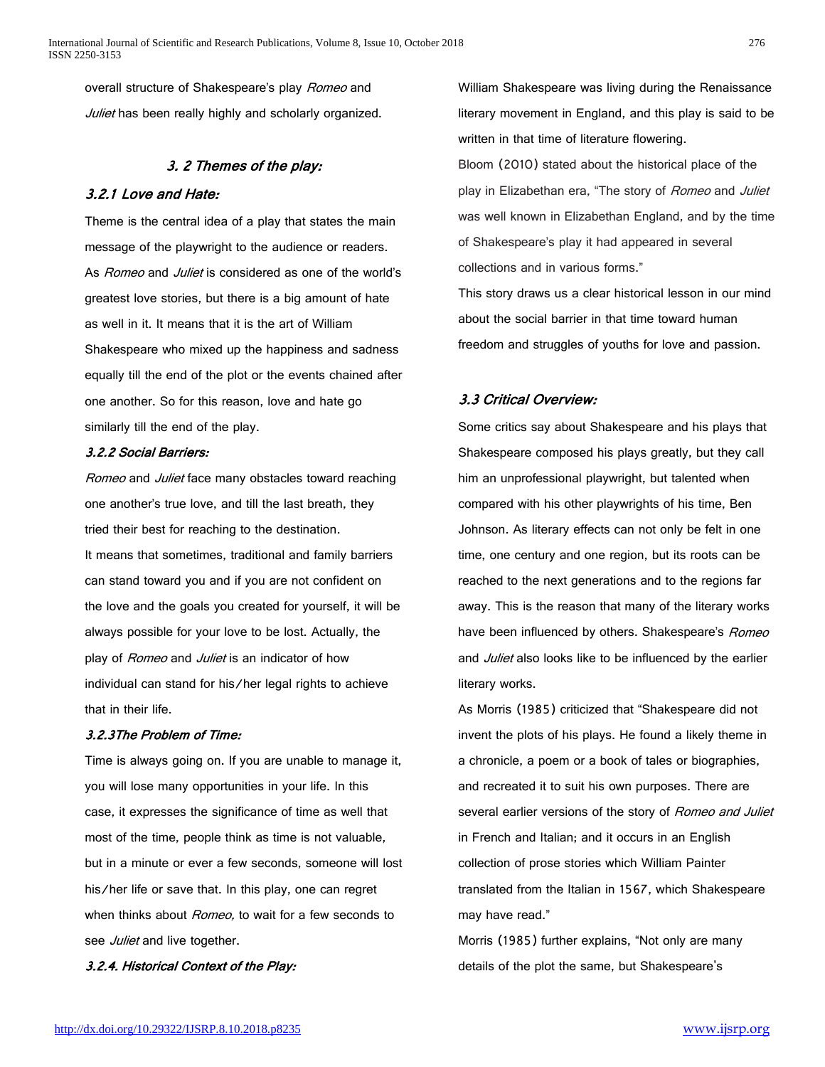overall structure of Shakespeare's play *Romeo* and *Juliet* has been really highly and scholarly organized.

### *3. 2 Themes of the play:*

#### *3.2.1 Love and Hate:*

Theme is the central idea of a play that states the main message of the playwright to the audience or readers. As *Romeo* and *Juliet* is considered as one of the world's greatest love stories, but there is a big amount of hate as well in it. It means that it is the art of William Shakespeare who mixed up the happiness and sadness equally till the end of the plot or the events chained after one another. So for this reason, love and hate go similarly till the end of the play.

#### *3.2.2 Social Barriers:*

*Romeo* and *Juliet* face many obstacles toward reaching one another's true love, and till the last breath, they tried their best for reaching to the destination.

It means that sometimes, traditional and family barriers can stand toward you and if you are not confident on the love and the goals you created for yourself, it will be always possible for your love to be lost. Actually, the play of *Romeo* and *Juliet* is an indicator of how individual can stand for his/her legal rights to achieve that in their life.

#### *3.2.3The Problem of Time:*

Time is always going on. If you are unable to manage it, you will lose many opportunities in your life. In this case, it expresses the significance of time as well that most of the time, people think as time is not valuable, but in a minute or ever a few seconds, someone will lost his/her life or save that. In this play, one can regret when thinks about *Romeo,* to wait for a few seconds to see *Juliet* and live together.

#### *3.2.4. Historical Context of the Play:*

William Shakespeare was living during the Renaissance literary movement in England, and this play is said to be written in that time of literature flowering.

Bloom (2010) stated about the historical place of the play in Elizabethan era, "The story of *Romeo* and *Juliet* was well known in Elizabethan England, and by the time of Shakespeare's play it had appeared in several collections and in various forms."

This story draws us a clear historical lesson in our mind about the social barrier in that time toward human freedom and struggles of youths for love and passion.

### *3.3 Critical Overview:*

Some critics say about Shakespeare and his plays that Shakespeare composed his plays greatly, but they call him an unprofessional playwright, but talented when compared with his other playwrights of his time, Ben Johnson. As literary effects can not only be felt in one time, one century and one region, but its roots can be reached to the next generations and to the regions far away. This is the reason that many of the literary works have been influenced by others. Shakespeare's *Romeo* and *Juliet* also looks like to be influenced by the earlier literary works.

As Morris (1985) criticized that "Shakespeare did not invent the plots of his plays. He found a likely theme in a chronicle, a poem or a book of tales or biographies, and recreated it to suit his own purposes. There are several earlier versions of the story of *Romeo and Juliet* in French and Italian; and it occurs in an English collection of prose stories which William Painter translated from the Italian in 1567, which Shakespeare may have read."

Morris (1985) further explains, "Not only are many details of the plot the same, but Shakespeare's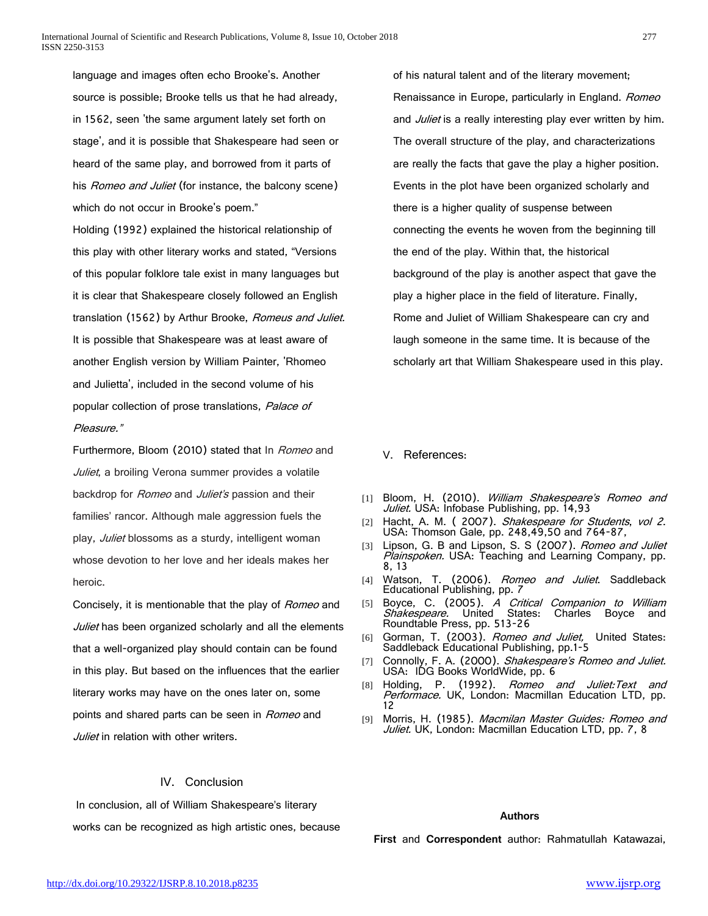language and images often echo Brooke's. Another source is possible; Brooke tells us that he had already, in 1562, seen 'the same argument lately set forth on stage', and it is possible that Shakespeare had seen or heard of the same play, and borrowed from it parts of his *Romeo and Juliet* (for instance, the balcony scene) which do not occur in Brooke's poem."

Holding (1992) explained the historical relationship of this play with other literary works and stated, "Versions of this popular folklore tale exist in many languages but it is clear that Shakespeare closely followed an English translation (1562) by Arthur Brooke, *Romeus and Juliet.* It is possible that Shakespeare was at least aware of another English version by William Painter, 'Rhomeo and Julietta', included in the second volume of his popular collection of prose translations, *Palace of Pleasure."*

Furthermore, Bloom (2010) stated that In *Romeo* and *Juliet*, a broiling Verona summer provides a volatile backdrop for *Romeo* and *Juliet's* passion and their families' rancor. Although male aggression fuels the play, *Juliet* blossoms as a sturdy, intelligent woman whose devotion to her love and her ideals makes her heroic.

Concisely, it is mentionable that the play of *Romeo* and *Juliet* has been organized scholarly and all the elements that a well-organized play should contain can be found in this play. But based on the influences that the earlier literary works may have on the ones later on, some points and shared parts can be seen in *Romeo* and *Juliet* in relation with other writers.

## IV. Conclusion

In conclusion, all of William Shakespeare's literary works can be recognized as high artistic ones, because of his natural talent and of the literary movement; Renaissance in Europe, particularly in England. *Romeo* and *Juliet* is a really interesting play ever written by him. The overall structure of the play, and characterizations are really the facts that gave the play a higher position. Events in the plot have been organized scholarly and there is a higher quality of suspense between connecting the events he woven from the beginning till the end of the play. Within that, the historical background of the play is another aspect that gave the play a higher place in the field of literature. Finally, Rome and Juliet of William Shakespeare can cry and laugh someone in the same time. It is because of the scholarly art that William Shakespeare used in this play.

## V. References:

[1] Bloom, H. (2010). *William Shakespeare's Romeo and Juliet.* USA: Infobase Publishing, pp. 14,93

[2] Hacht, A. M. ( 2007). *Shakespeare for Students*, *vol 2*. USA: Thomson Gale, pp. 248,49,50 and 764-87,

[3] Lipson, G. B and Lipson, S. S (2007). *Romeo and Juliet Plainspoken.* USA: Teaching and Learning Company, pp. 8, 13

[4] Watson, T. (2006). *Romeo and Juliet*. Saddleback Educational Publishing, pp. 7

[5] Boyce, C. (2005). *A Critical Companion to William Shakespeare*. United States: Charles Boyce and Roundtable Press, pp. 513-26

[6] Gorman, T. (2003). *Romeo and Juliet,* United States: Saddleback Educational Publishing, pp.1-5

[7] Connolly, F. A. (2000). *Shakespeare's Romeo and Juliet.* USA: IDG Books WorldWide, pp. 6

[8] Holding, P. (1992). *Romeo and Juliet:Text and Performace.* UK, London: Macmillan Education LTD, pp. 12

[9] Morris, H. (1985). *Macmilan Master Guides: Romeo and Juliet.* UK, London: Macmillan Education LTD, pp. 7, 8

**Authors**

**First** and **Correspondent** author: Rahmatullah Katawazai,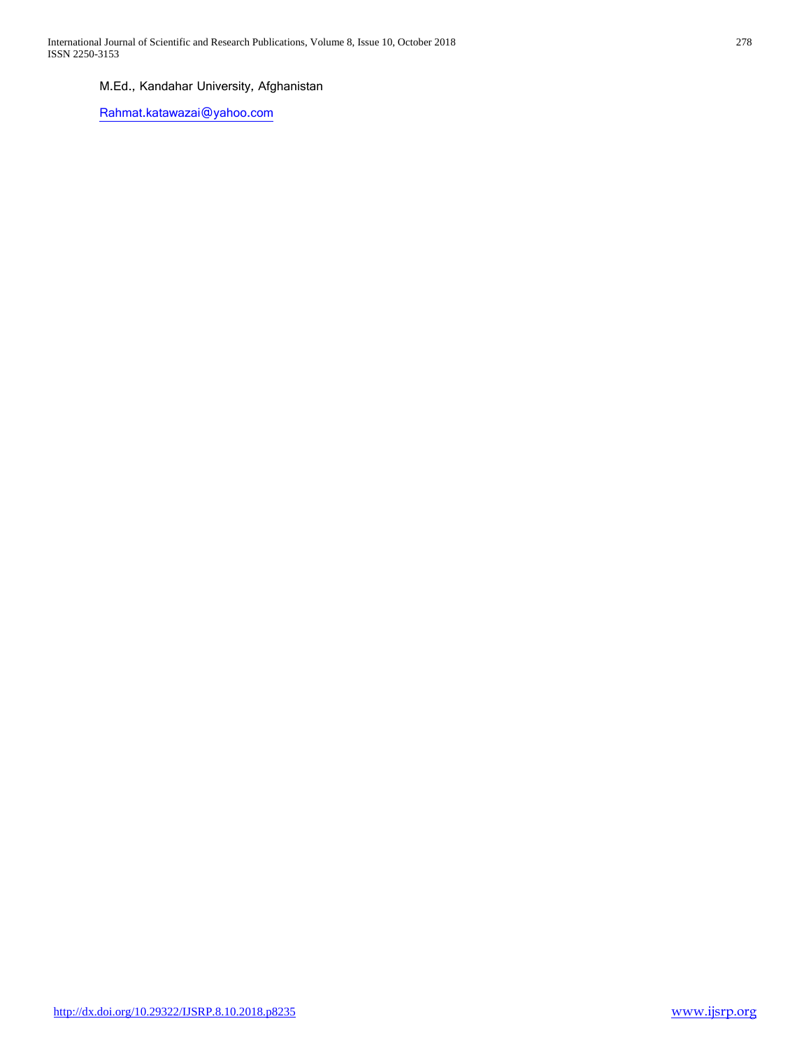M.Ed., Kandahar University, Afghanistan

Rahmat.katawazai@yahoo.com